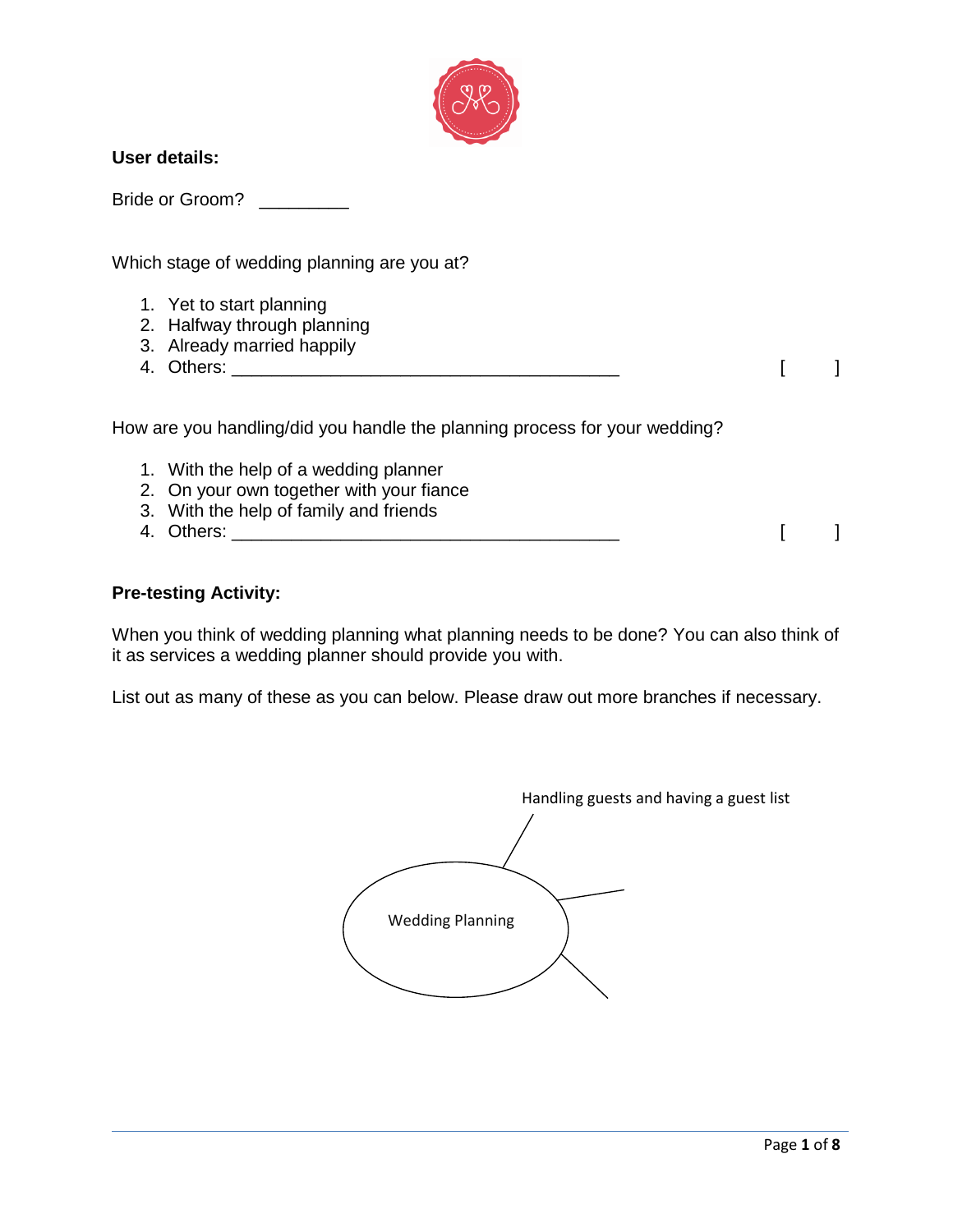**User details:**

Bride or Groom? _________

Which stage of wedding planning are you at?

1. Yet to start planning
2. Halfway through planning
3. Already married happily
4. Others: _______________________________________ [ ]

How are you handling/did you handle the planning process for your wedding?

1. With the help of a wedding planner
2. On your own together with your fiance
3. With the help of family and friends
4. Others: _______________________________________ [ ]

**Pre-testing Activity:**

When you think of wedding planning what planning needs to be done? You can also think of it as services a wedding planner should provide you with.

List out as many of these as you can below. Please draw out more branches if necessary.

Handling guests and having a guest list

Wedding Planning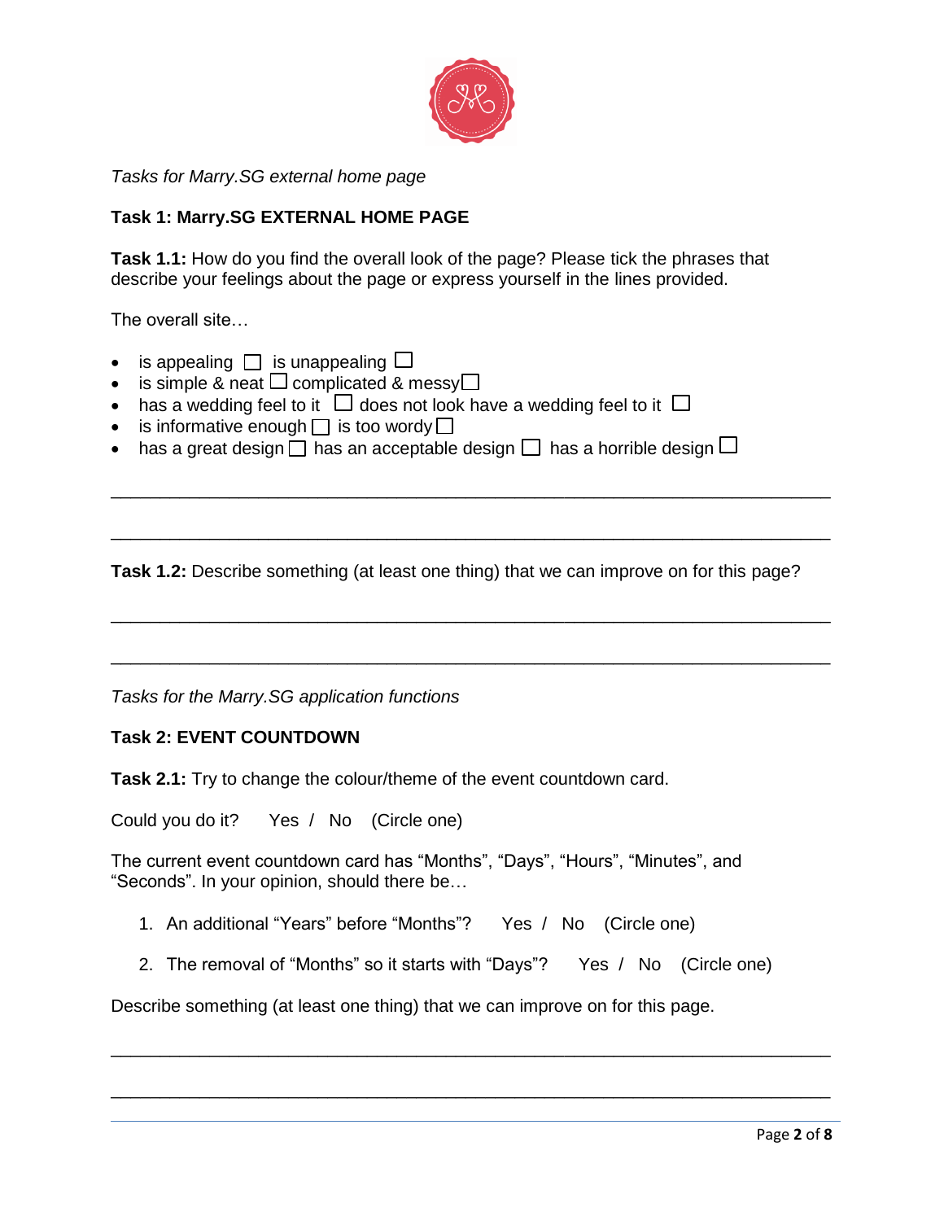*Tasks for Marry.SG external home page*

**Task 1: Marry.SG EXTERNAL HOME PAGE**

**Task 1.1:** How do you find the overall look of the page? Please tick the phrases that describe your feelings about the page or express yourself in the lines provided.

The overall site…

- is appealing ☐ is unappealing ☐
- is simple & neat ☐ complicated & messy☐
- has a wedding feel to it ☐ does not look have a wedding feel to it ☐
- is informative enough ☐ is too wordy ☐
- has a great design ☐ has an acceptable design ☐ has a horrible design ☐

\_\_\_\_\_\_\_\_\_\_\_\_\_\_\_\_\_\_\_\_\_\_\_\_\_\_\_\_\_\_\_\_\_\_\_\_\_\_\_\_\_\_\_\_\_\_\_\_\_\_\_\_\_\_\_\_\_\_\_\_\_\_\_\_\_\_\_\_\_\_

\_\_\_\_\_\_\_\_\_\_\_\_\_\_\_\_\_\_\_\_\_\_\_\_\_\_\_\_\_\_\_\_\_\_\_\_\_\_\_\_\_\_\_\_\_\_\_\_\_\_\_\_\_\_\_\_\_\_\_\_\_\_\_\_\_\_\_\_\_\_

**Task 1.2:** Describe something (at least one thing) that we can improve on for this page?

\_\_\_\_\_\_\_\_\_\_\_\_\_\_\_\_\_\_\_\_\_\_\_\_\_\_\_\_\_\_\_\_\_\_\_\_\_\_\_\_\_\_\_\_\_\_\_\_\_\_\_\_\_\_\_\_\_\_\_\_\_\_\_\_\_\_\_\_\_\_

\_\_\_\_\_\_\_\_\_\_\_\_\_\_\_\_\_\_\_\_\_\_\_\_\_\_\_\_\_\_\_\_\_\_\_\_\_\_\_\_\_\_\_\_\_\_\_\_\_\_\_\_\_\_\_\_\_\_\_\_\_\_\_\_\_\_\_\_\_\_

*Tasks for the Marry.SG application functions*

**Task 2: EVENT COUNTDOWN**

**Task 2.1:** Try to change the colour/theme of the event countdown card.

Could you do it? Yes / No (Circle one)

The current event countdown card has “Months”, “Days”, “Hours”, “Minutes”, and “Seconds”. In your opinion, should there be…

1. An additional “Years” before “Months”? Yes / No (Circle one)
2. The removal of “Months” so it starts with “Days”? Yes / No (Circle one)

Describe something (at least one thing) that we can improve on for this page.

\_\_\_\_\_\_\_\_\_\_\_\_\_\_\_\_\_\_\_\_\_\_\_\_\_\_\_\_\_\_\_\_\_\_\_\_\_\_\_\_\_\_\_\_\_\_\_\_\_\_\_\_\_\_\_\_\_\_\_\_\_\_\_\_\_\_\_\_\_\_

\_\_\_\_\_\_\_\_\_\_\_\_\_\_\_\_\_\_\_\_\_\_\_\_\_\_\_\_\_\_\_\_\_\_\_\_\_\_\_\_\_\_\_\_\_\_\_\_\_\_\_\_\_\_\_\_\_\_\_\_\_\_\_\_\_\_\_\_\_\_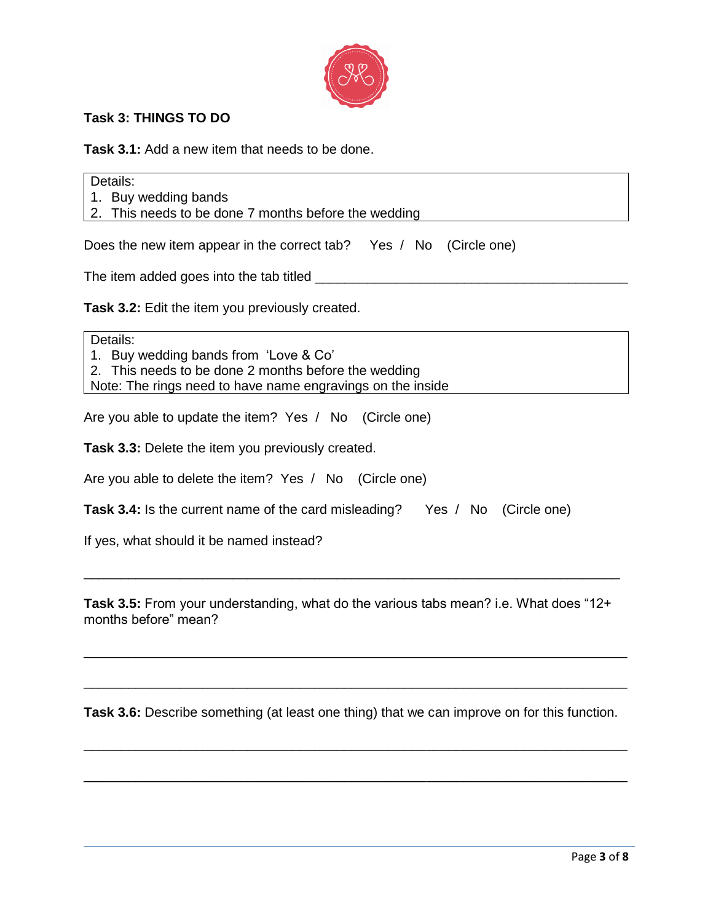**Task 3: THINGS TO DO**

**Task 3.1:** Add a new item that needs to be done.

| Details: |
|---|
| 1. Buy wedding bands |
| 2. This needs to be done 7 months before the wedding |

Does the new item appear in the correct tab? Yes / No (Circle one)

The item added goes into the tab titled ___________________________________________

**Task 3.2:** Edit the item you previously created.

| Details: |
|---|
| 1. Buy wedding bands from 'Love & Co' |
| 2. This needs to be done 2 months before the wedding |
| Note: The rings need to have name engravings on the inside |

Are you able to update the item? Yes / No (Circle one)

**Task 3.3:** Delete the item you previously created.

Are you able to delete the item? Yes / No (Circle one)

**Task 3.4:** Is the current name of the card misleading? Yes / No (Circle one)

If yes, what should it be named instead?

_____________________________________________________________________________

**Task 3.5:** From your understanding, what do the various tabs mean? i.e. What does "12+ months before" mean?

_____________________________________________________________________________

_____________________________________________________________________________

**Task 3.6:** Describe something (at least one thing) that we can improve on for this function.

_____________________________________________________________________________

_____________________________________________________________________________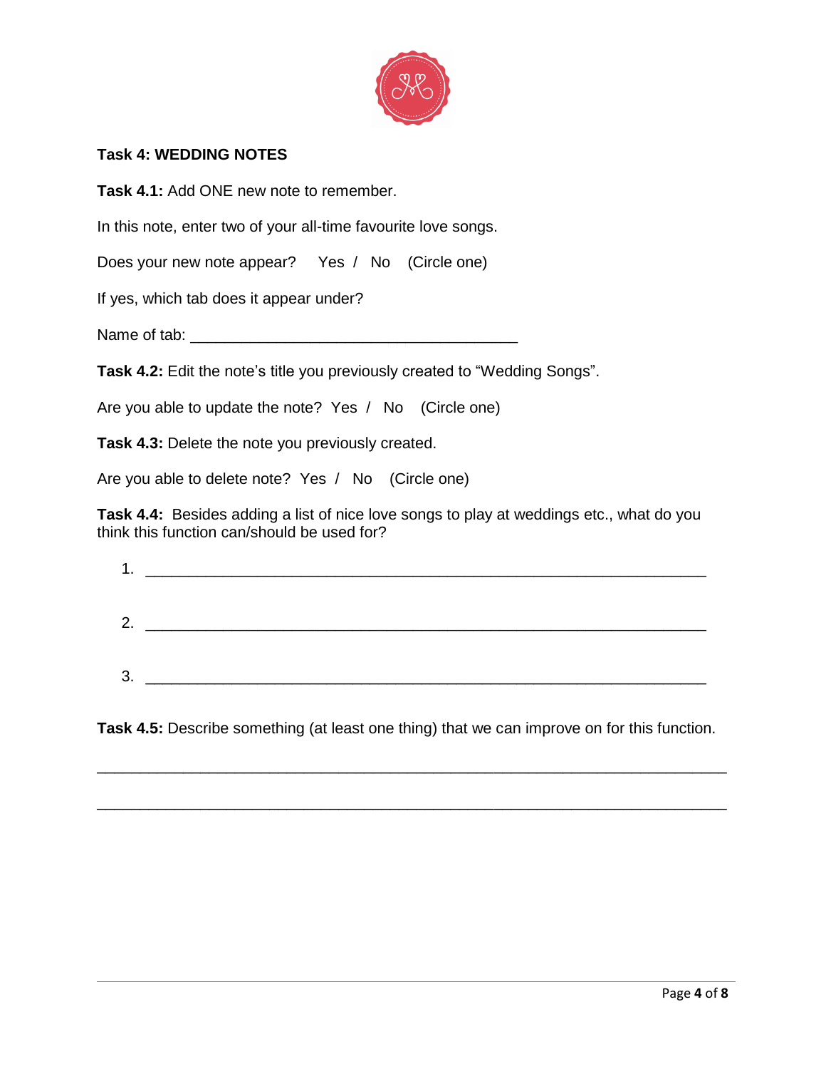**Task 4: WEDDING NOTES**

**Task 4.1:** Add ONE new note to remember.

In this note, enter two of your all-time favourite love songs.

Does your new note appear? Yes / No (Circle one)

If yes, which tab does it appear under?

Name of tab: ______________________________________

**Task 4.2:** Edit the note's title you previously created to "Wedding Songs".

Are you able to update the note? Yes / No (Circle one)

**Task 4.3:** Delete the note you previously created.

Are you able to delete note? Yes / No (Circle one)

**Task 4.4:** Besides adding a list of nice love songs to play at weddings etc., what do you think this function can/should be used for?

1. ________________________________________________________________

2. ________________________________________________________________

3. ________________________________________________________________

**Task 4.5:** Describe something (at least one thing) that we can improve on for this function.

________________________________________________________________________

________________________________________________________________________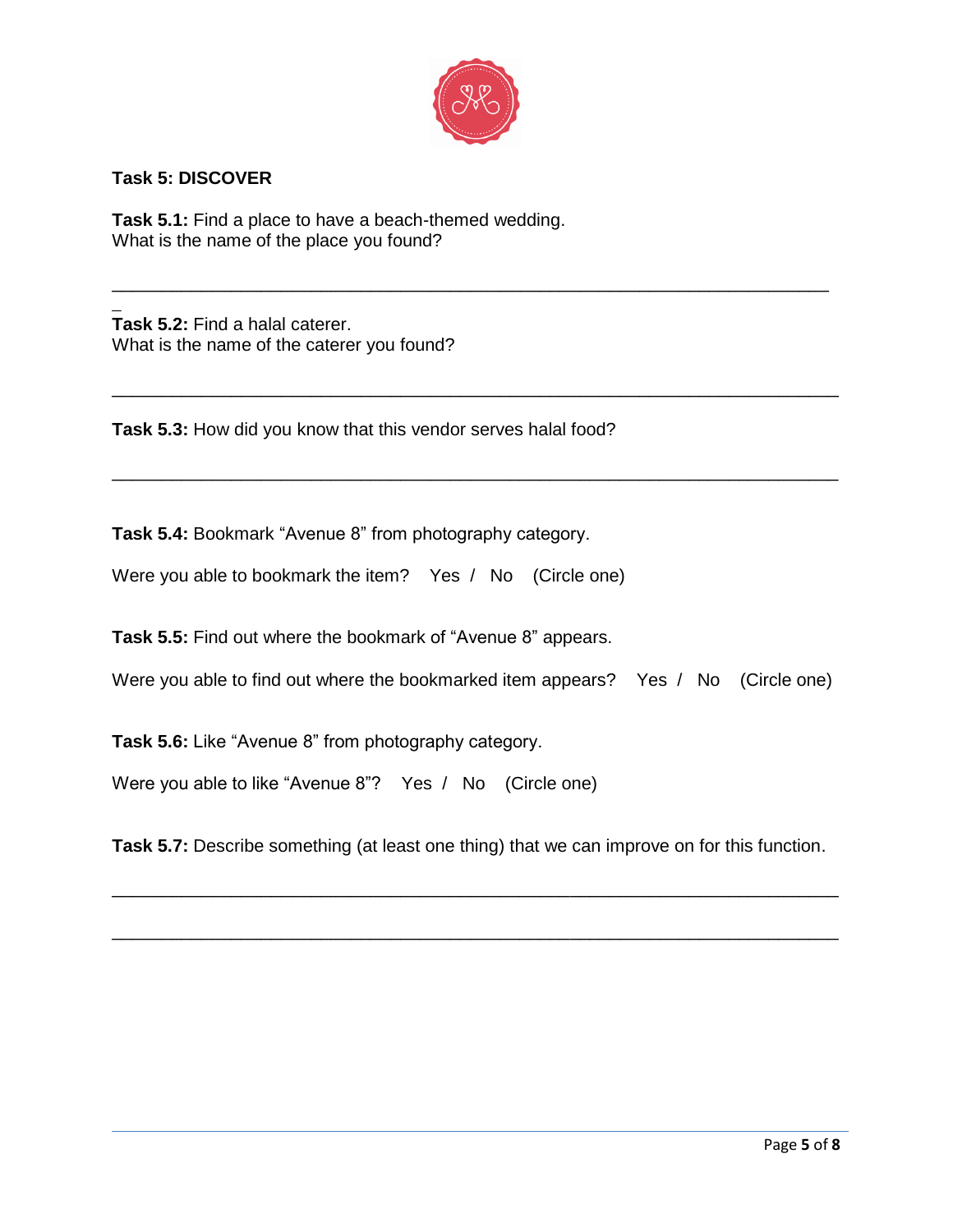**Task 5: DISCOVER**

**Task 5.1:** Find a place to have a beach-themed wedding.
What is the name of the place you found?

\_\_\_\_\_\_\_\_\_\_\_\_\_\_\_\_\_\_\_\_\_\_\_\_\_\_\_\_\_\_\_\_\_\_\_\_\_\_\_\_\_\_\_\_\_\_\_\_\_\_\_\_\_\_\_\_\_\_\_\_\_\_\_\_\_\_\_\_\_\_

**Task 5.2:** Find a halal caterer.
What is the name of the caterer you found?

\_\_\_\_\_\_\_\_\_\_\_\_\_\_\_\_\_\_\_\_\_\_\_\_\_\_\_\_\_\_\_\_\_\_\_\_\_\_\_\_\_\_\_\_\_\_\_\_\_\_\_\_\_\_\_\_\_\_\_\_\_\_\_\_\_\_\_\_\_\_

**Task 5.3:** How did you know that this vendor serves halal food?

\_\_\_\_\_\_\_\_\_\_\_\_\_\_\_\_\_\_\_\_\_\_\_\_\_\_\_\_\_\_\_\_\_\_\_\_\_\_\_\_\_\_\_\_\_\_\_\_\_\_\_\_\_\_\_\_\_\_\_\_\_\_\_\_\_\_\_\_\_\_

**Task 5.4:** Bookmark "Avenue 8" from photography category.

Were you able to bookmark the item? Yes / No (Circle one)

**Task 5.5:** Find out where the bookmark of "Avenue 8" appears.

Were you able to find out where the bookmarked item appears? Yes / No (Circle one)

**Task 5.6:** Like "Avenue 8" from photography category.

Were you able to like "Avenue 8"? Yes / No (Circle one)

**Task 5.7:** Describe something (at least one thing) that we can improve on for this function.

\_\_\_\_\_\_\_\_\_\_\_\_\_\_\_\_\_\_\_\_\_\_\_\_\_\_\_\_\_\_\_\_\_\_\_\_\_\_\_\_\_\_\_\_\_\_\_\_\_\_\_\_\_\_\_\_\_\_\_\_\_\_\_\_\_\_\_\_\_\_

\_\_\_\_\_\_\_\_\_\_\_\_\_\_\_\_\_\_\_\_\_\_\_\_\_\_\_\_\_\_\_\_\_\_\_\_\_\_\_\_\_\_\_\_\_\_\_\_\_\_\_\_\_\_\_\_\_\_\_\_\_\_\_\_\_\_\_\_\_\_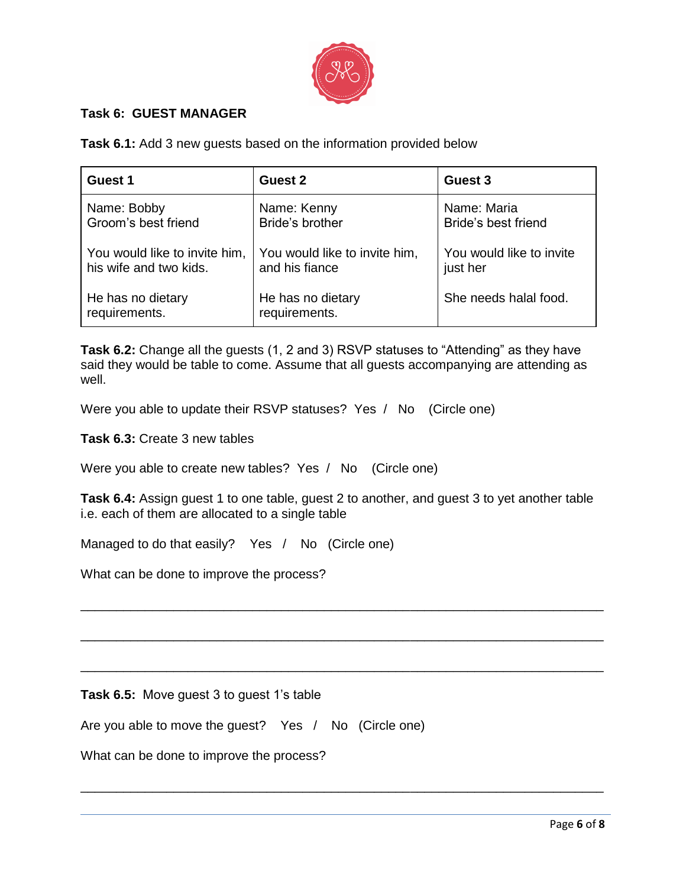**Task 6: GUEST MANAGER**

**Task 6.1:** Add 3 new guests based on the information provided below

| Guest 1 | Guest 2 | Guest 3 |
|---|---|---|
| Name: Bobby<br>Groom's best friend<br><br>You would like to invite him, his wife and two kids.<br><br>He has no dietary requirements. | Name: Kenny<br>Bride's brother<br><br>You would like to invite him, and his fiance<br><br>He has no dietary requirements. | Name: Maria<br>Bride's best friend<br><br>You would like to invite just her<br><br>She needs halal food. |

**Task 6.2:** Change all the guests (1, 2 and 3) RSVP statuses to "Attending" as they have said they would be table to come. Assume that all guests accompanying are attending as well.

Were you able to update their RSVP statuses? Yes / No (Circle one)

**Task 6.3:** Create 3 new tables

Were you able to create new tables? Yes / No (Circle one)

**Task 6.4:** Assign guest 1 to one table, guest 2 to another, and guest 3 to yet another table i.e. each of them are allocated to a single table

Managed to do that easily? Yes / No (Circle one)

What can be done to improve the process?

\_\_\_\_\_\_\_\_\_\_\_\_\_\_\_\_\_\_\_\_\_\_\_\_\_\_\_\_\_\_\_\_\_\_\_\_\_\_\_\_\_\_\_\_\_\_\_\_\_\_\_\_\_\_\_\_\_\_\_\_\_\_\_\_

\_\_\_\_\_\_\_\_\_\_\_\_\_\_\_\_\_\_\_\_\_\_\_\_\_\_\_\_\_\_\_\_\_\_\_\_\_\_\_\_\_\_\_\_\_\_\_\_\_\_\_\_\_\_\_\_\_\_\_\_\_\_\_\_

\_\_\_\_\_\_\_\_\_\_\_\_\_\_\_\_\_\_\_\_\_\_\_\_\_\_\_\_\_\_\_\_\_\_\_\_\_\_\_\_\_\_\_\_\_\_\_\_\_\_\_\_\_\_\_\_\_\_\_\_\_\_\_\_

**Task 6.5:** Move guest 3 to guest 1's table

Are you able to move the guest? Yes / No (Circle one)

What can be done to improve the process?

\_\_\_\_\_\_\_\_\_\_\_\_\_\_\_\_\_\_\_\_\_\_\_\_\_\_\_\_\_\_\_\_\_\_\_\_\_\_\_\_\_\_\_\_\_\_\_\_\_\_\_\_\_\_\_\_\_\_\_\_\_\_\_\_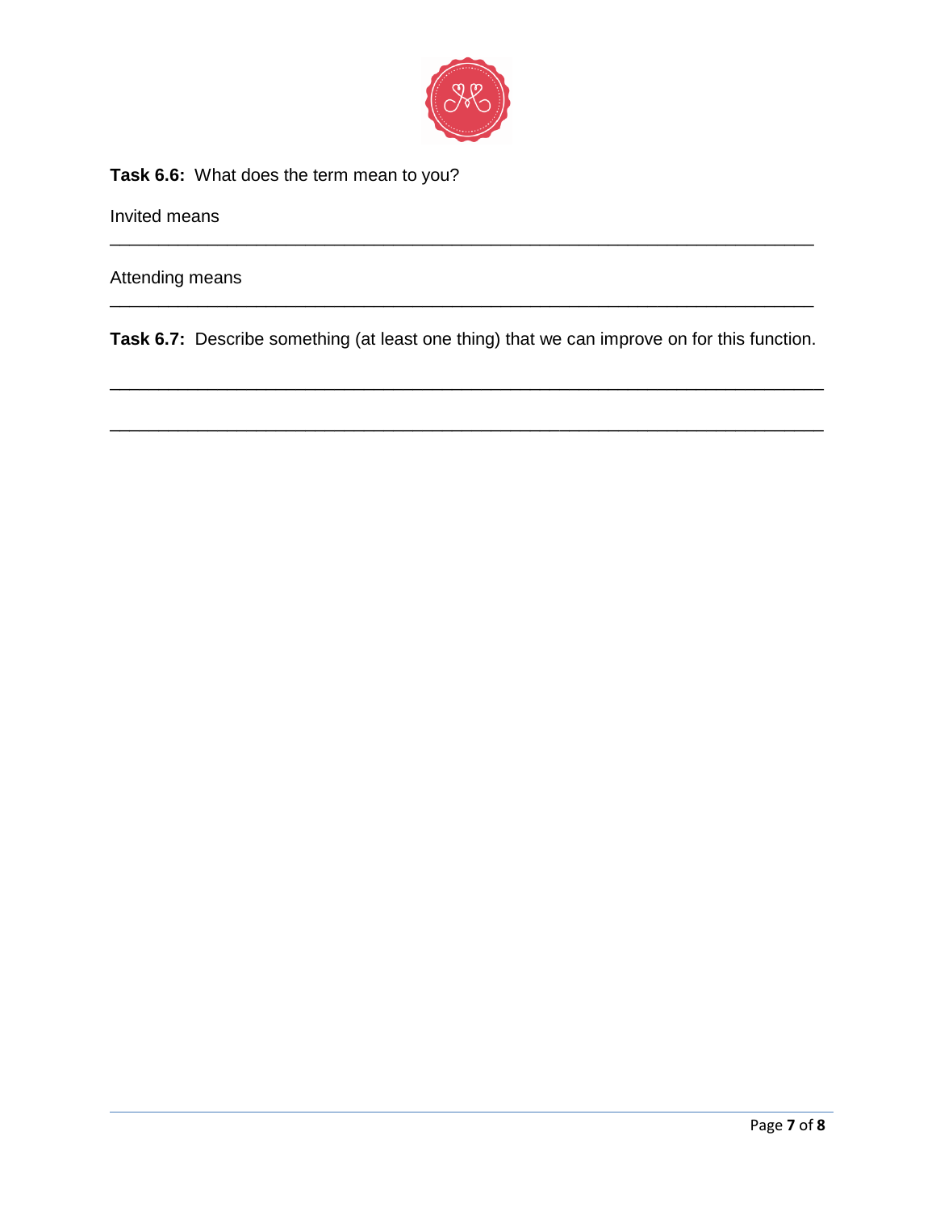**Task 6.6:** What does the term mean to you?

Invited means

\_\_\_\_\_\_\_\_\_\_\_\_\_\_\_\_\_\_\_\_\_\_\_\_\_\_\_\_\_\_\_\_\_\_\_\_\_\_\_\_\_\_\_\_\_\_\_\_\_\_\_\_\_\_\_\_\_\_\_\_\_\_\_\_\_\_\_\_\_\_\_\_

Attending means

\_\_\_\_\_\_\_\_\_\_\_\_\_\_\_\_\_\_\_\_\_\_\_\_\_\_\_\_\_\_\_\_\_\_\_\_\_\_\_\_\_\_\_\_\_\_\_\_\_\_\_\_\_\_\_\_\_\_\_\_\_\_\_\_\_\_\_\_\_\_\_\_

**Task 6.7:** Describe something (at least one thing) that we can improve on for this function.

\_\_\_\_\_\_\_\_\_\_\_\_\_\_\_\_\_\_\_\_\_\_\_\_\_\_\_\_\_\_\_\_\_\_\_\_\_\_\_\_\_\_\_\_\_\_\_\_\_\_\_\_\_\_\_\_\_\_\_\_\_\_\_\_\_\_\_\_\_\_\_\_

\_\_\_\_\_\_\_\_\_\_\_\_\_\_\_\_\_\_\_\_\_\_\_\_\_\_\_\_\_\_\_\_\_\_\_\_\_\_\_\_\_\_\_\_\_\_\_\_\_\_\_\_\_\_\_\_\_\_\_\_\_\_\_\_\_\_\_\_\_\_\_\_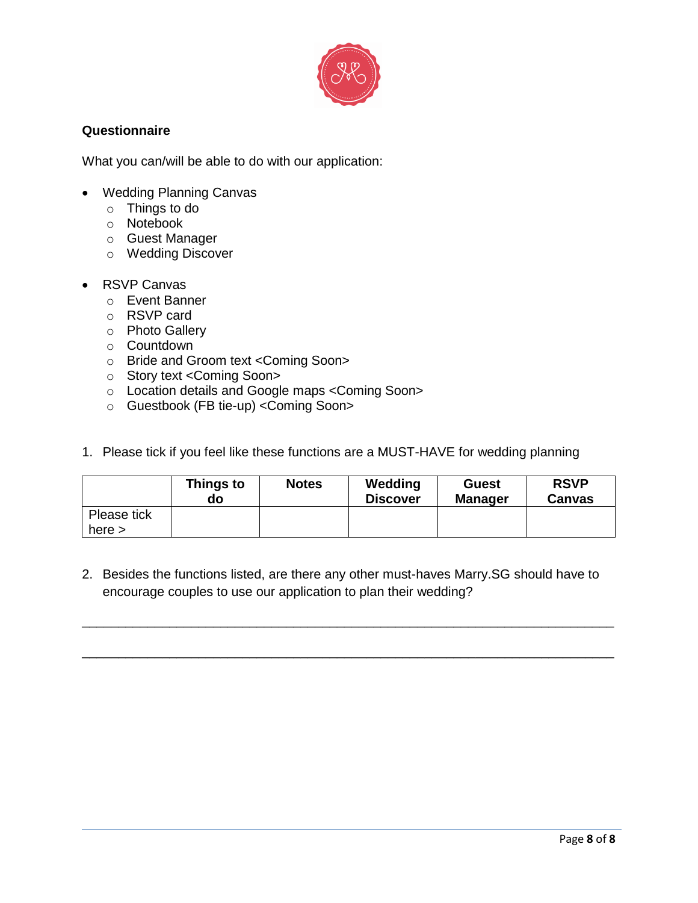**Questionnaire**

What you can/will be able to do with our application:

- Wedding Planning Canvas
  - Things to do
  - Notebook
  - Guest Manager
  - Wedding Discover

- RSVP Canvas
  - Event Banner
  - RSVP card
  - Photo Gallery
  - Countdown
  - Bride and Groom text <Coming Soon>
  - Story text <Coming Soon>
  - Location details and Google maps <Coming Soon>
  - Guestbook (FB tie-up) <Coming Soon>

1. Please tick if you feel like these functions are a MUST-HAVE for wedding planning

| | Things to do | Notes | Wedding Discover | Guest Manager | RSVP Canvas |
|---|---|---|---|---|---|
| Please tick here > | | | | | |

2. Besides the functions listed, are there any other must-haves Marry.SG should have to encourage couples to use our application to plan their wedding?

\_\_\_\_\_\_\_\_\_\_\_\_\_\_\_\_\_\_\_\_\_\_\_\_\_\_\_\_\_\_\_\_\_\_\_\_\_\_\_\_\_\_\_\_\_\_\_\_\_\_\_\_\_\_\_\_\_\_\_\_\_\_\_\_\_\_\_\_\_\_

\_\_\_\_\_\_\_\_\_\_\_\_\_\_\_\_\_\_\_\_\_\_\_\_\_\_\_\_\_\_\_\_\_\_\_\_\_\_\_\_\_\_\_\_\_\_\_\_\_\_\_\_\_\_\_\_\_\_\_\_\_\_\_\_\_\_\_\_\_\_